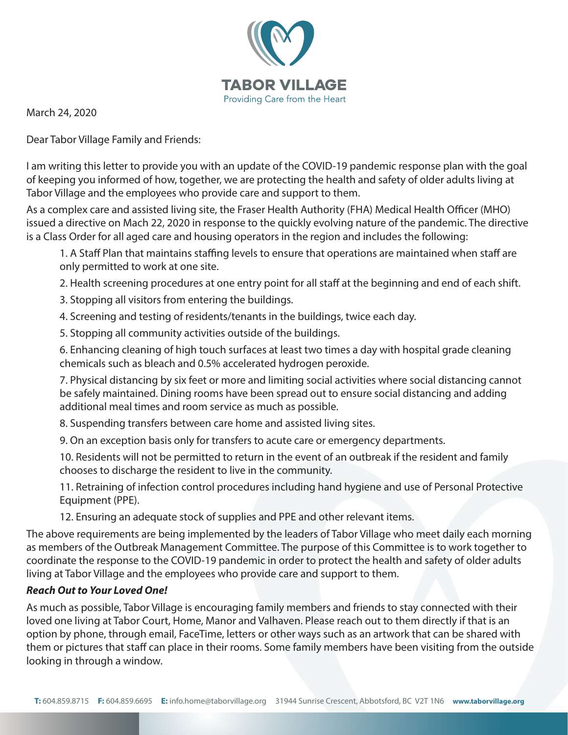**TABOR VILLAGE**
Providing Care from the Heart

March 24, 2020

Dear Tabor Village Family and Friends:

I am writing this letter to provide you with an update of the COVID-19 pandemic response plan with the goal of keeping you informed of how, together, we are protecting the health and safety of older adults living at Tabor Village and the employees who provide care and support to them.

As a complex care and assisted living site, the Fraser Health Authority (FHA) Medical Health Officer (MHO) issued a directive on Mach 22, 2020 in response to the quickly evolving nature of the pandemic. The directive is a Class Order for all aged care and housing operators in the region and includes the following:

1. A Staff Plan that maintains staffing levels to ensure that operations are maintained when staff are only permitted to work at one site.
2. Health screening procedures at one entry point for all staff at the beginning and end of each shift.
3. Stopping all visitors from entering the buildings.
4. Screening and testing of residents/tenants in the buildings, twice each day.
5. Stopping all community activities outside of the buildings.
6. Enhancing cleaning of high touch surfaces at least two times a day with hospital grade cleaning chemicals such as bleach and 0.5% accelerated hydrogen peroxide.
7. Physical distancing by six feet or more and limiting social activities where social distancing cannot be safely maintained. Dining rooms have been spread out to ensure social distancing and adding additional meal times and room service as much as possible.
8. Suspending transfers between care home and assisted living sites.
9. On an exception basis only for transfers to acute care or emergency departments.
10. Residents will not be permitted to return in the event of an outbreak if the resident and family chooses to discharge the resident to live in the community.
11. Retraining of infection control procedures including hand hygiene and use of Personal Protective Equipment (PPE).
12. Ensuring an adequate stock of supplies and PPE and other relevant items.

The above requirements are being implemented by the leaders of Tabor Village who meet daily each morning as members of the Outbreak Management Committee. The purpose of this Committee is to work together to coordinate the response to the COVID-19 pandemic in order to protect the health and safety of older adults living at Tabor Village and the employees who provide care and support to them.

***Reach Out to Your Loved One!***

As much as possible, Tabor Village is encouraging family members and friends to stay connected with their loved one living at Tabor Court, Home, Manor and Valhaven. Please reach out to them directly if that is an option by phone, through email, FaceTime, letters or other ways such as an artwork that can be shared with them or pictures that staff can place in their rooms. Some family members have been visiting from the outside looking in through a window.

**T:** 604.859.8715 **F:** 604.859.6695 **E:** info.home@taborvillage.org 31944 Sunrise Crescent, Abbotsford, BC V2T 1N6 **www.taborvillage.org**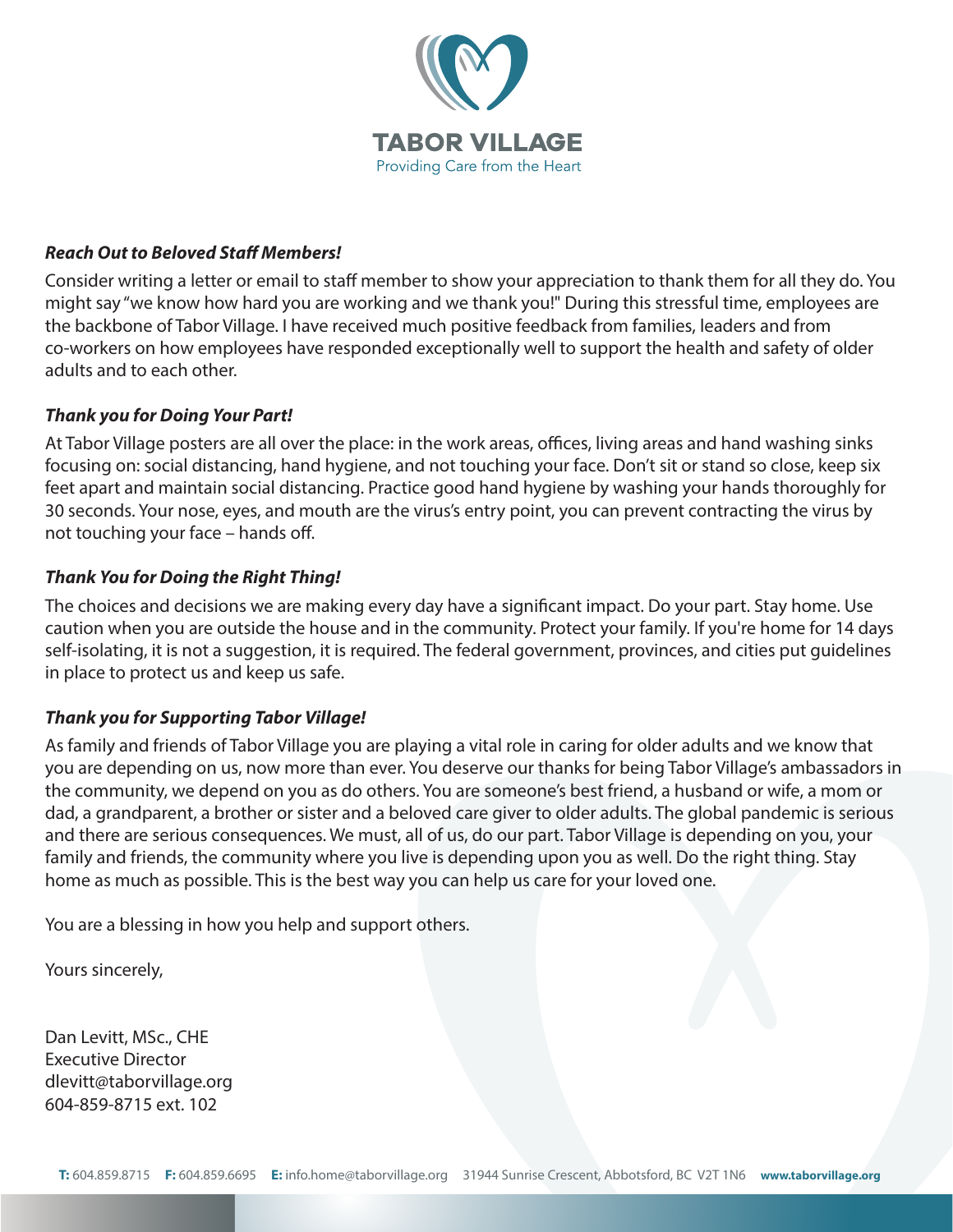TABOR VILLAGE
Providing Care from the Heart

***Reach Out to Beloved Staff Members!***

Consider writing a letter or email to staff member to show your appreciation to thank them for all they do. You might say "we know how hard you are working and we thank you!" During this stressful time, employees are the backbone of Tabor Village. I have received much positive feedback from families, leaders and from co-workers on how employees have responded exceptionally well to support the health and safety of older adults and to each other.

***Thank you for Doing Your Part!***

At Tabor Village posters are all over the place: in the work areas, offices, living areas and hand washing sinks focusing on: social distancing, hand hygiene, and not touching your face. Don't sit or stand so close, keep six feet apart and maintain social distancing. Practice good hand hygiene by washing your hands thoroughly for 30 seconds. Your nose, eyes, and mouth are the virus's entry point, you can prevent contracting the virus by not touching your face – hands off.

***Thank You for Doing the Right Thing!***

The choices and decisions we are making every day have a significant impact. Do your part. Stay home. Use caution when you are outside the house and in the community. Protect your family. If you're home for 14 days self-isolating, it is not a suggestion, it is required. The federal government, provinces, and cities put guidelines in place to protect us and keep us safe.

***Thank you for Supporting Tabor Village!***

As family and friends of Tabor Village you are playing a vital role in caring for older adults and we know that you are depending on us, now more than ever. You deserve our thanks for being Tabor Village's ambassadors in the community, we depend on you as do others. You are someone's best friend, a husband or wife, a mom or dad, a grandparent, a brother or sister and a beloved care giver to older adults. The global pandemic is serious and there are serious consequences. We must, all of us, do our part. Tabor Village is depending on you, your family and friends, the community where you live is depending upon you as well. Do the right thing. Stay home as much as possible. This is the best way you can help us care for your loved one.

You are a blessing in how you help and support others.

Yours sincerely,

Dan Levitt, MSc., CHE
Executive Director
dlevitt@taborvillage.org
604-859-8715 ext. 102

**T:** 604.859.8715 **F:** 604.859.6695 **E:** info.home@taborvillage.org 31944 Sunrise Crescent, Abbotsford, BC V2T 1N6 **www.taborvillage.org**